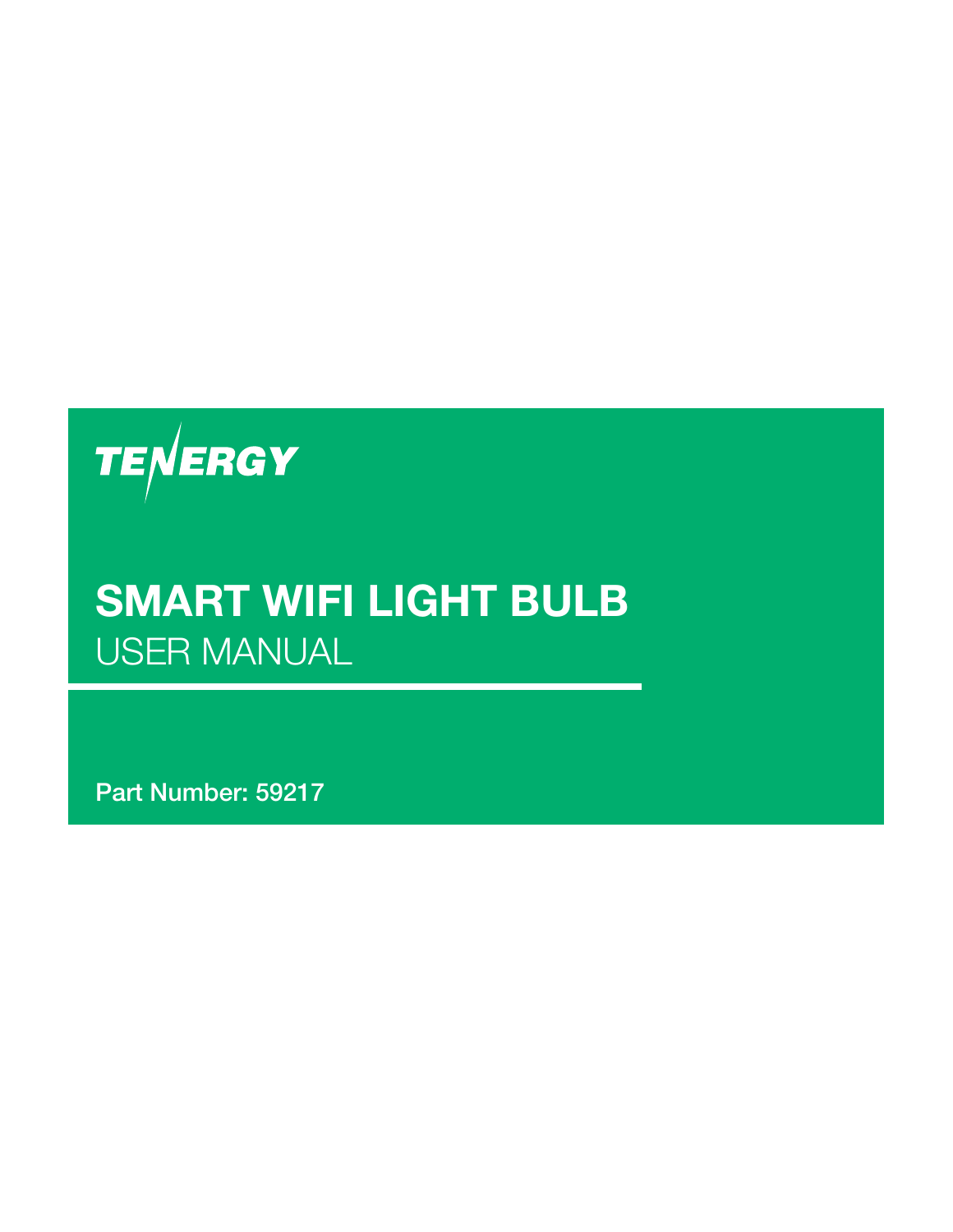TENERGY

# SMART WIFI LIGHT BULB

## USER MANUAL

**Part Number: 59217**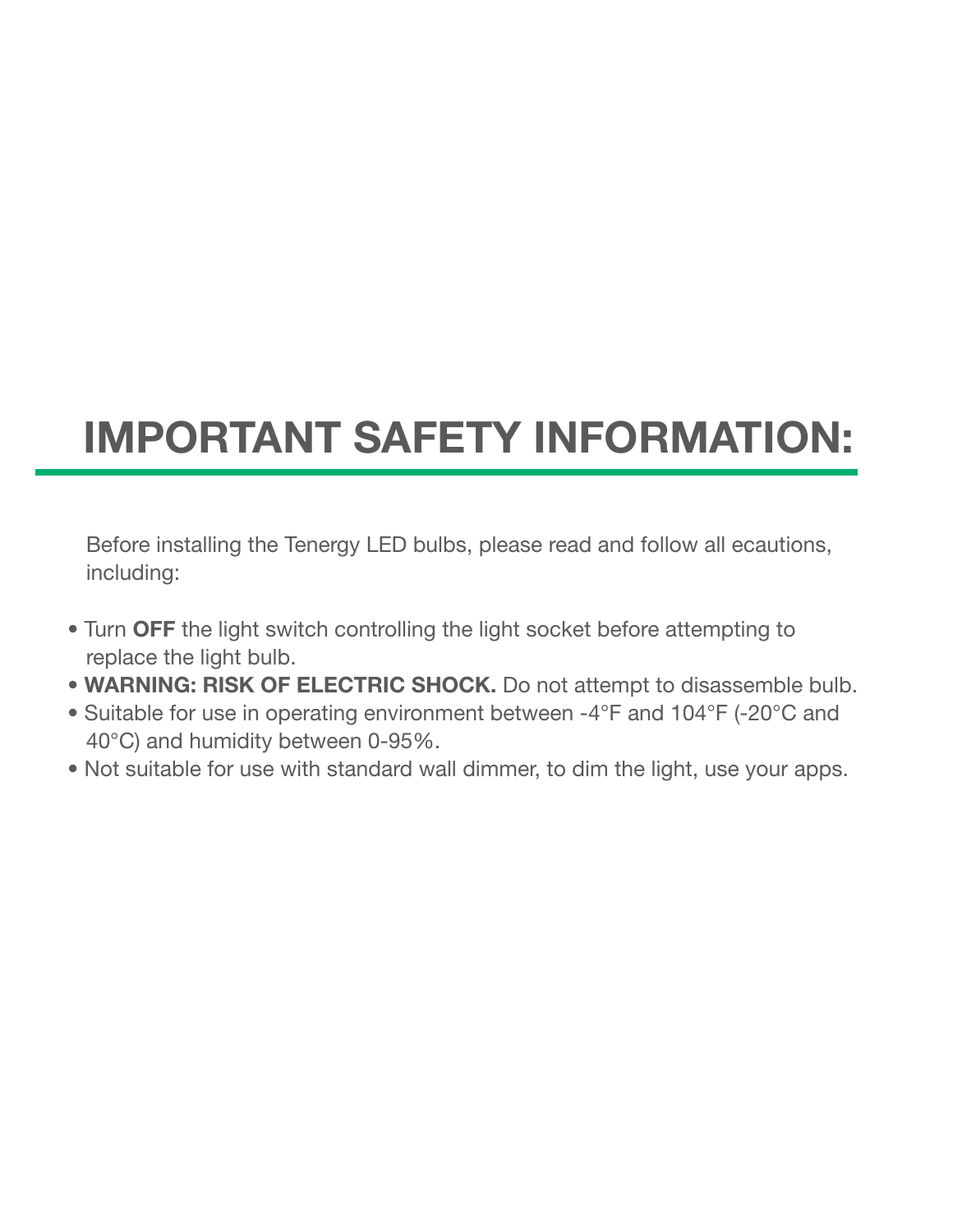# IMPORTANT SAFETY INFORMATION:

Before installing the Tenergy LED bulbs, please read and follow all ecautions, including:

- Turn **OFF** the light switch controlling the light socket before attempting to replace the light bulb.
- **WARNING: RISK OF ELECTRIC SHOCK.** Do not attempt to disassemble bulb.
- Suitable for use in operating environment between -4°F and 104°F (-20°C and 40°C) and humidity between 0-95%.
- Not suitable for use with standard wall dimmer, to dim the light, use your apps.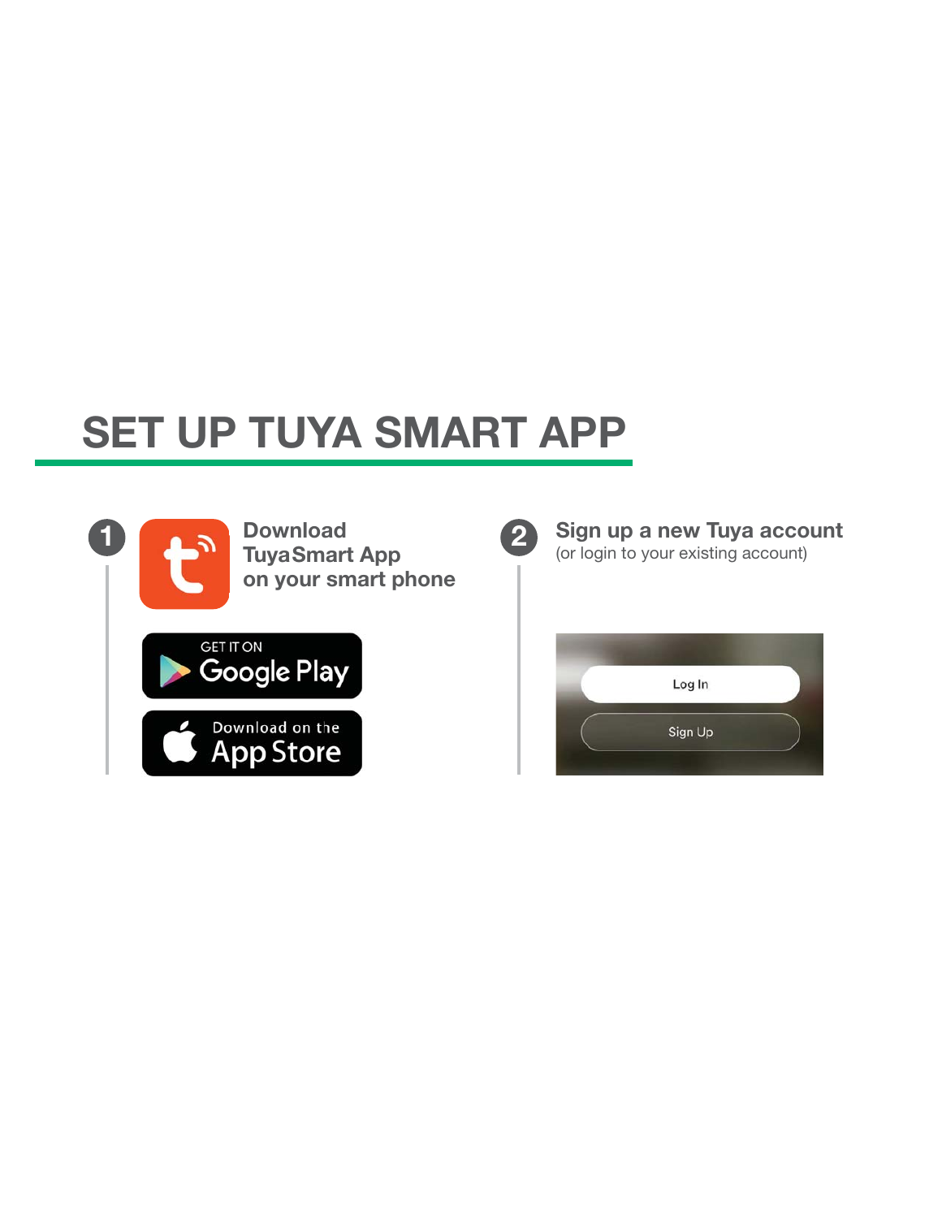# SET UP TUYA SMART APP

1. **Download TuyaSmart App on your smart phone**

   GET IT ON Google Play

   Download on the App Store

2. **Sign up a new Tuya account**
   (or login to your existing account)

   Log In

   Sign Up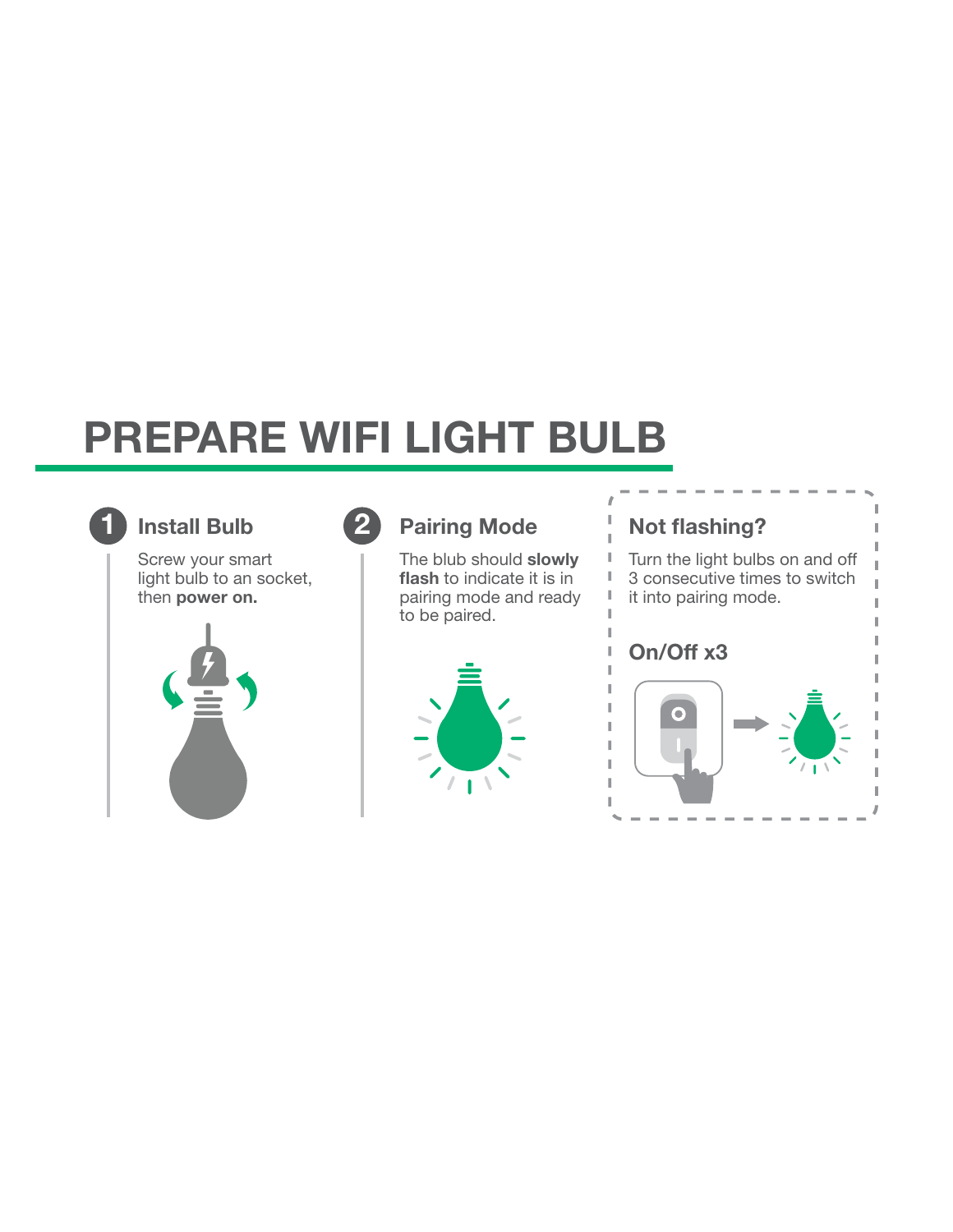# PREPARE WIFI LIGHT BULB

## 1 Install Bulb

Screw your smart light bulb to an socket, then **power on.**

## 2 Pairing Mode

The blub should **slowly flash** to indicate it is in pairing mode and ready to be paired.

## Not flashing?

Turn the light bulbs on and off 3 consecutive times to switch it into pairing mode.

### On/Off x3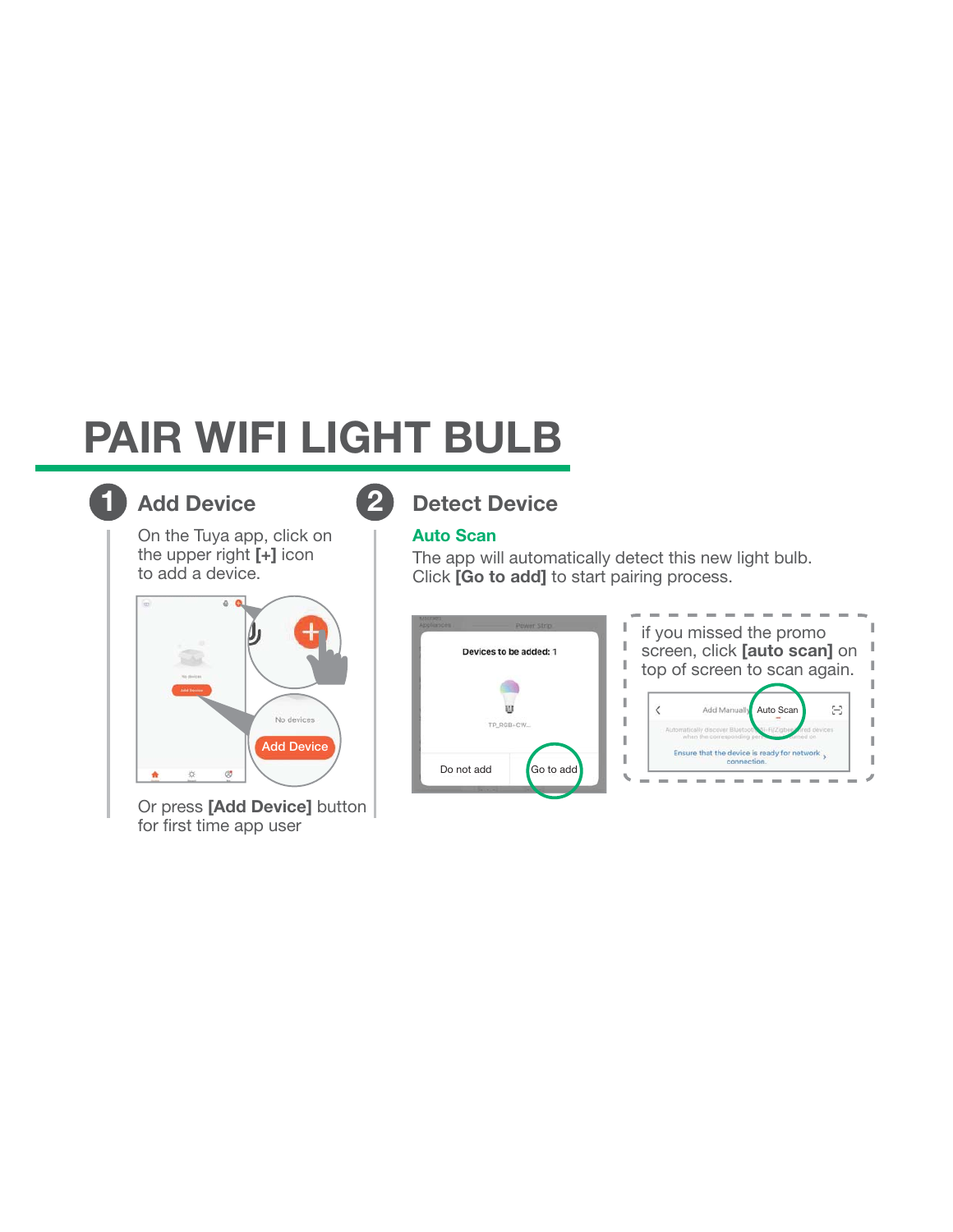# PAIR WIFI LIGHT BULB

## 1 Add Device

On the Tuya app, click on the upper right **[+]** icon to add a device.

Or press **[Add Device]** button for first time app user

## 2 Detect Device

### Auto Scan

The app will automatically detect this new light bulb. Click **[Go to add]** to start pairing process.

if you missed the promo screen, click **[auto scan]** on top of screen to scan again.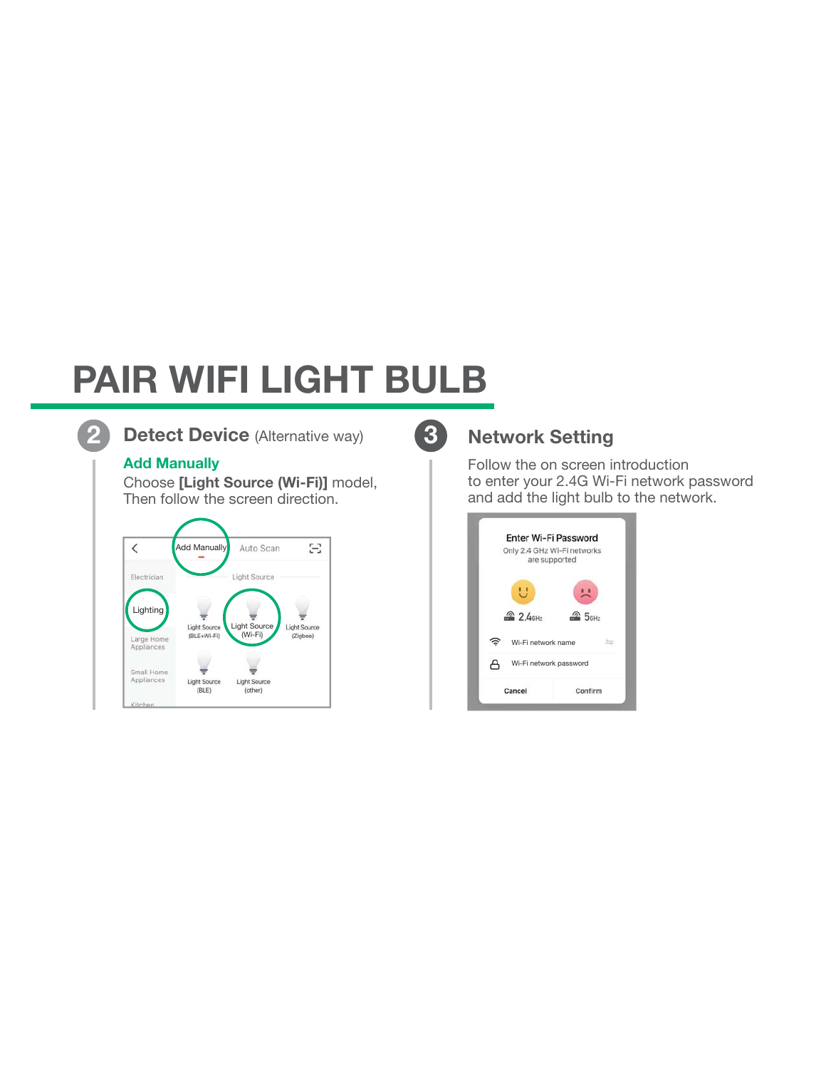# PAIR WIFI LIGHT BULB

## 2 Detect Device (Alternative way)

**Add Manually**

Choose **[Light Source (Wi-Fi)]** model,
Then follow the screen direction.

## 3 Network Setting

Follow the on screen introduction
to enter your 2.4G Wi-Fi network password
and add the light bulb to the network.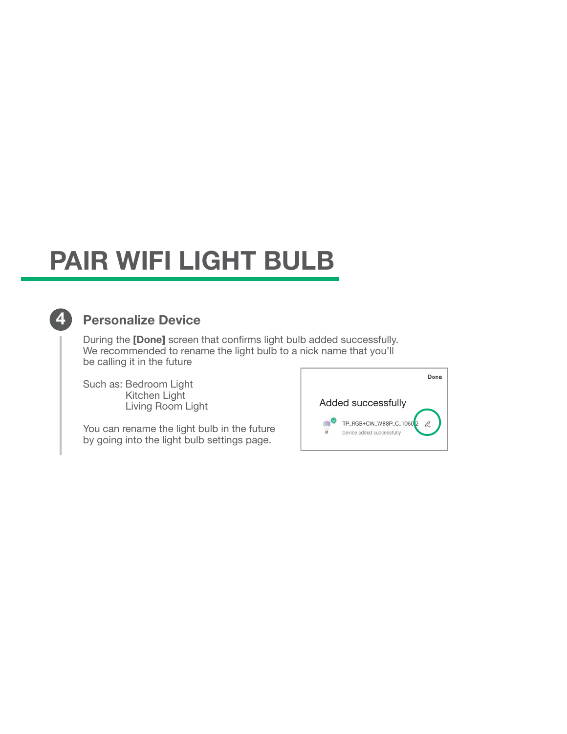# PAIR WIFI LIGHT BULB

## 4 Personalize Device

During the **[Done]** screen that confirms light bulb added successfully. We recommended to rename the light bulb to a nick name that you'll be calling it in the future

Such as: Bedroom Light
Kitchen Light
Living Room Light

You can rename the light bulb in the future by going into the light bulb settings page.

Done

Added successfully

TP_RGB+CW_WB8P_C_10602

Device added successfully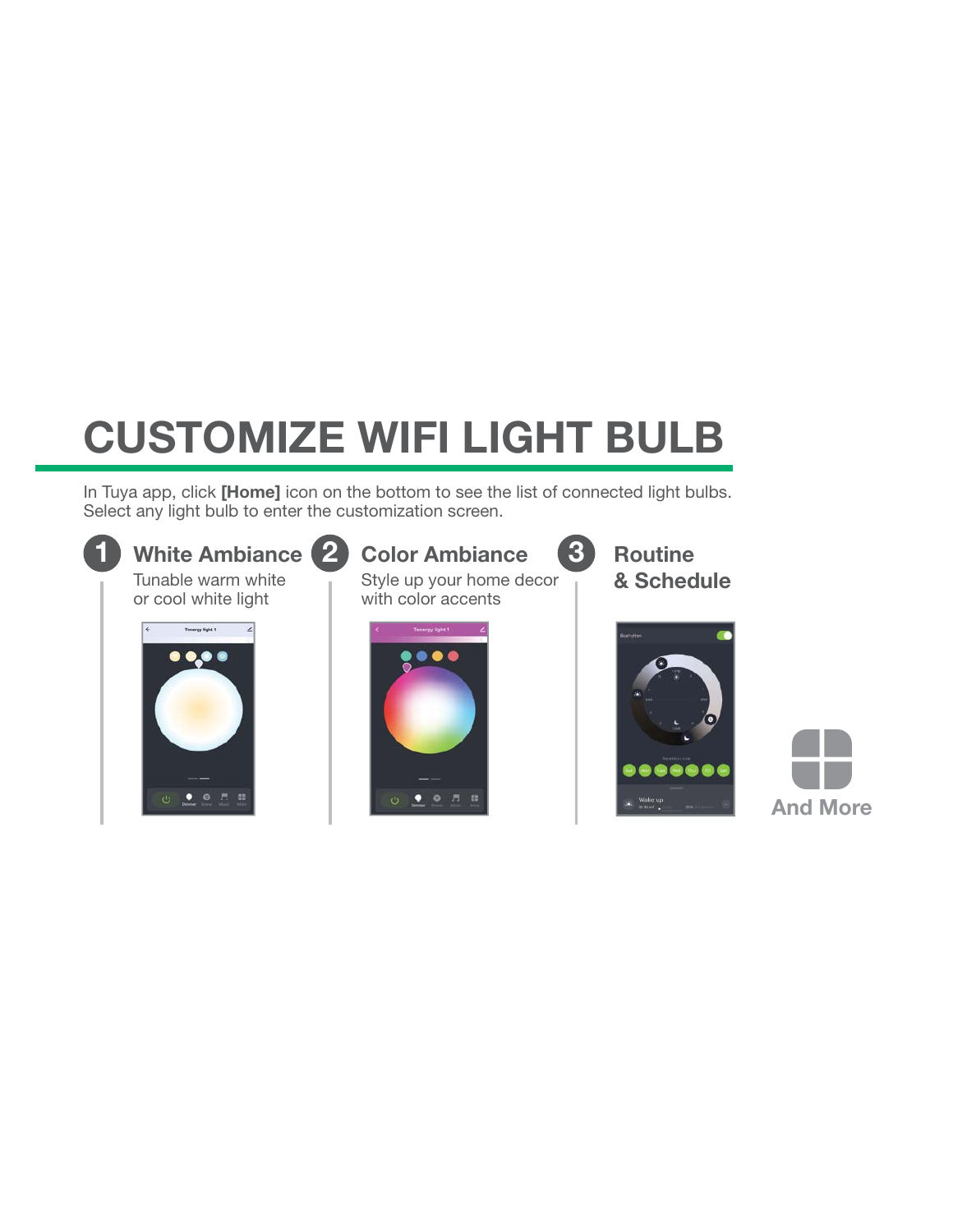# CUSTOMIZE WIFI LIGHT BULB

In Tuya app, click **[Home]** icon on the bottom to see the list of connected light bulbs. Select any light bulb to enter the customization screen.

## 1 White Ambiance

Tunable warm white or cool white light

## 2 Color Ambiance

Style up your home decor with color accents

## 3 Routine & Schedule

And More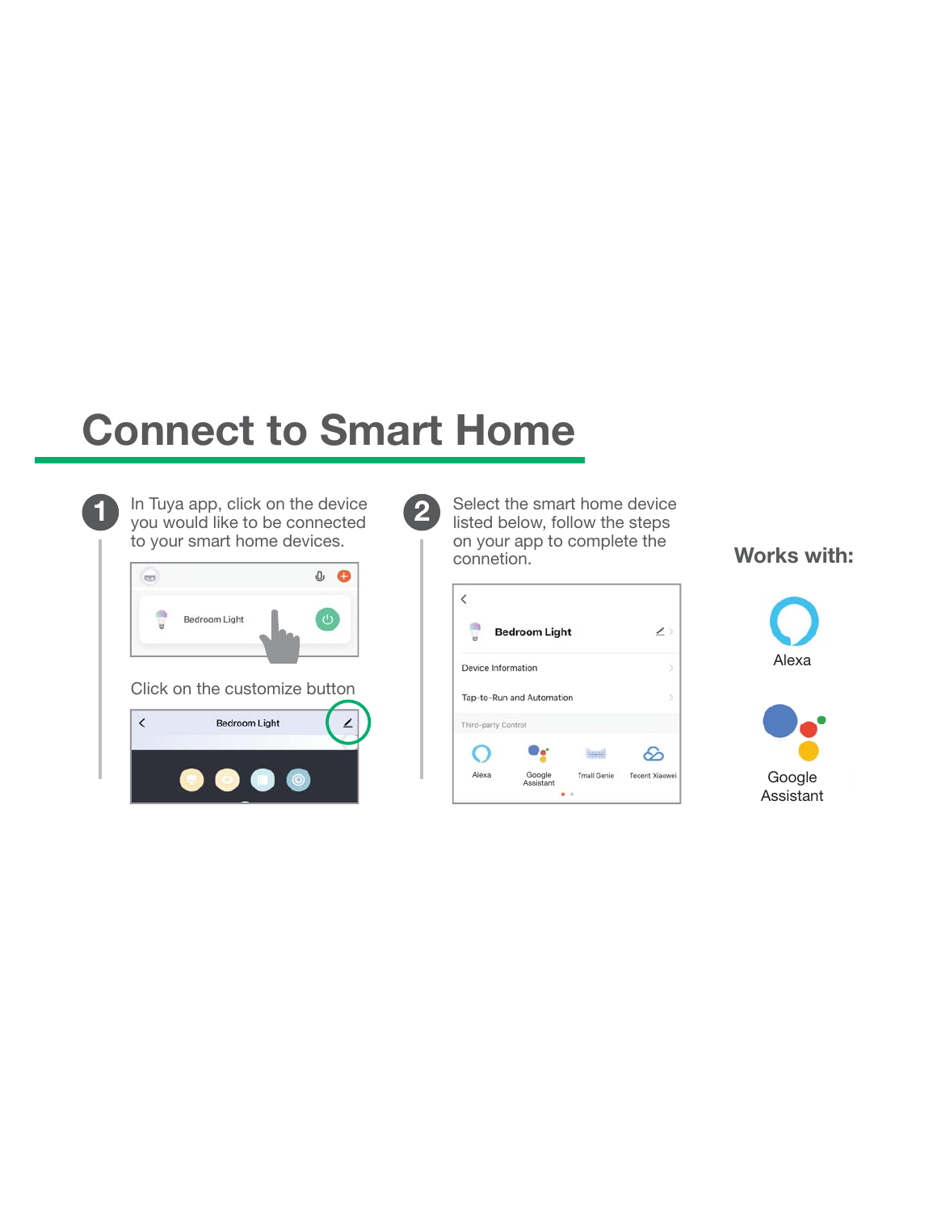# Connect to Smart Home

**1** In Tuya app, click on the device you would like to be connected to your smart home devices.

Click on the customize button

**2** Select the smart home device listed below, follow the steps on your app to complete the connetion.

**Works with:**

Alexa

Google Assistant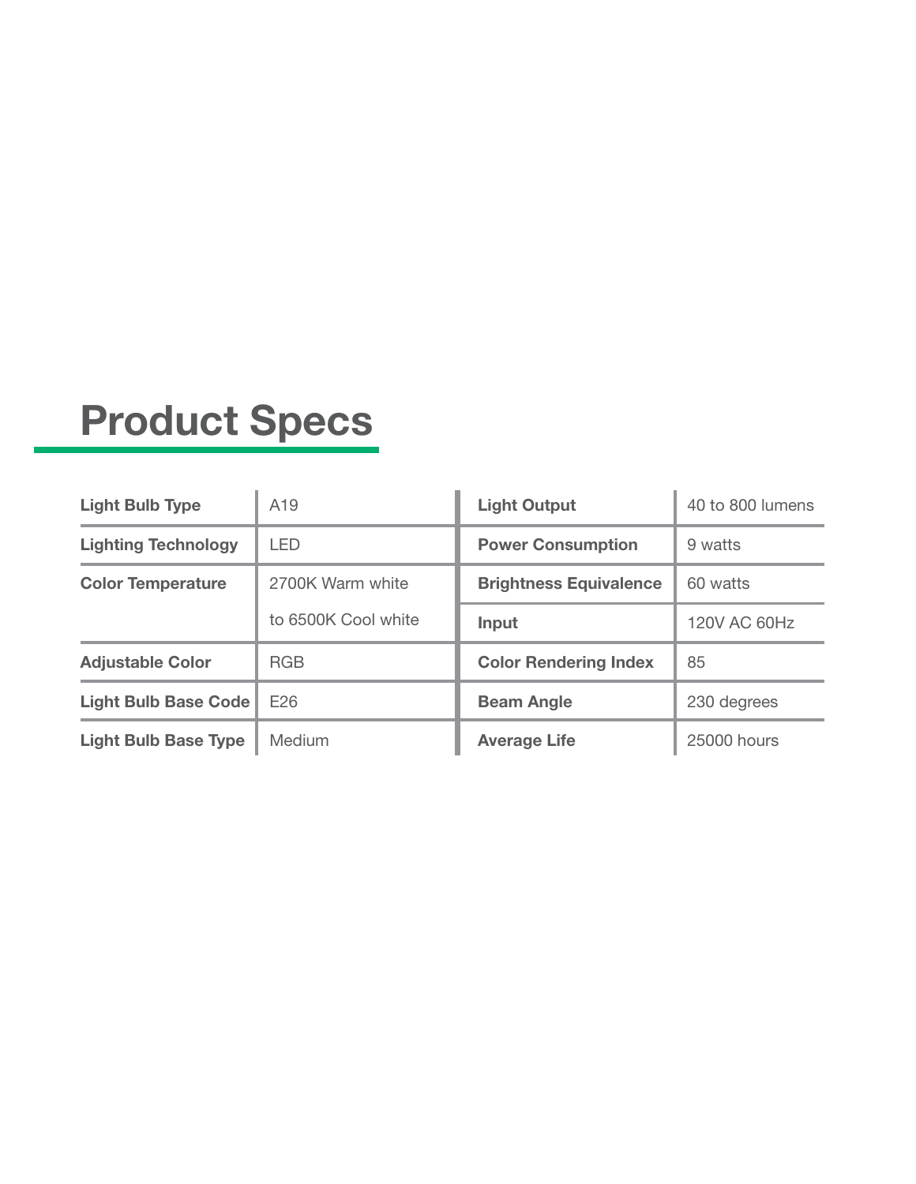# Product Specs

| | | | |
|---|---|---|---|
| **Light Bulb Type** | A19 | **Light Output** | 40 to 800 lumens |
| **Lighting Technology** | LED | **Power Consumption** | 9 watts |
| **Color Temperature** | 2700K Warm white to 6500K Cool white | **Brightness Equivalence** | 60 watts |
| | | **Input** | 120V AC 60Hz |
| **Adjustable Color** | RGB | **Color Rendering Index** | 85 |
| **Light Bulb Base Code** | E26 | **Beam Angle** | 230 degrees |
| **Light Bulb Base Type** | Medium | **Average Life** | 25000 hours |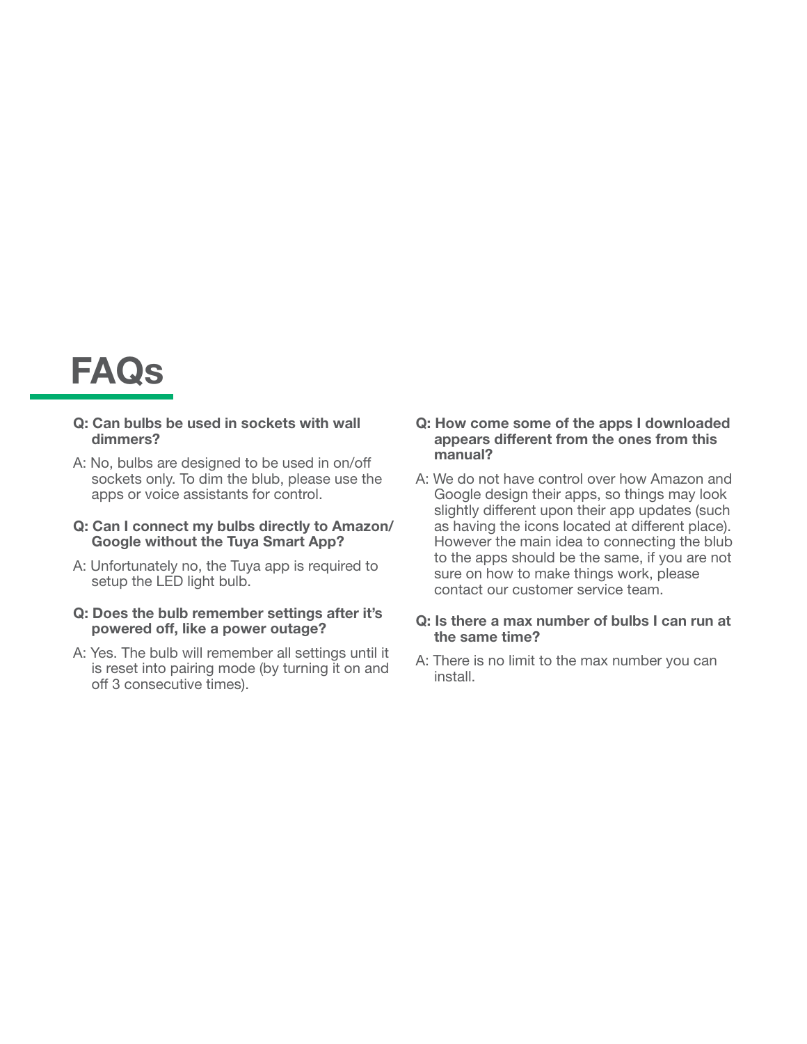# FAQs

**Q: Can bulbs be used in sockets with wall dimmers?**

A: No, bulbs are designed to be used in on/off sockets only. To dim the blub, please use the apps or voice assistants for control.

**Q: Can I connect my bulbs directly to Amazon/ Google without the Tuya Smart App?**

A: Unfortunately no, the Tuya app is required to setup the LED light bulb.

**Q: Does the bulb remember settings after it's powered off, like a power outage?**

A: Yes. The bulb will remember all settings until it is reset into pairing mode (by turning it on and off 3 consecutive times).

**Q: How come some of the apps I downloaded appears different from the ones from this manual?**

A: We do not have control over how Amazon and Google design their apps, so things may look slightly different upon their app updates (such as having the icons located at different place). However the main idea to connecting the blub to the apps should be the same, if you are not sure on how to make things work, please contact our customer service team.

**Q: Is there a max number of bulbs I can run at the same time?**

A: There is no limit to the max number you can install.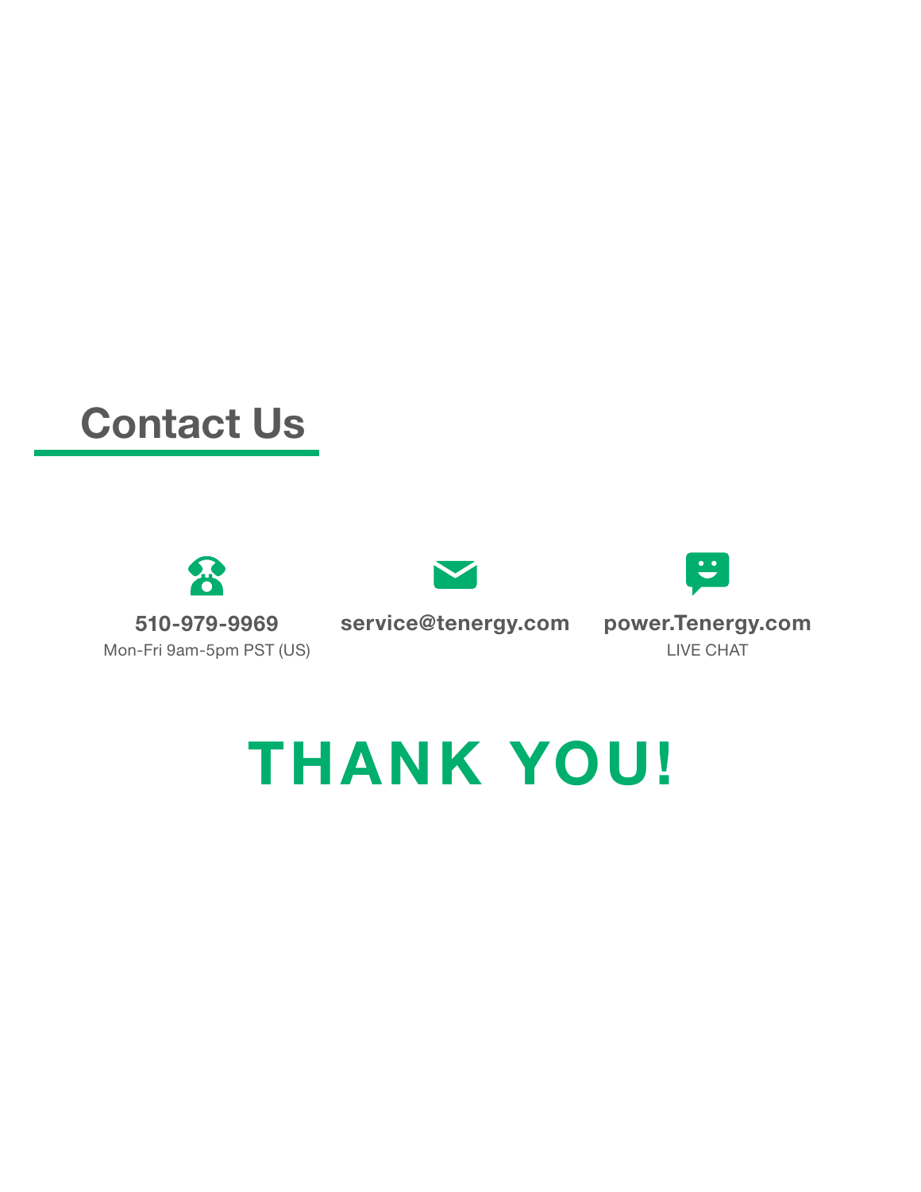## Contact Us

**510-979-9969**
Mon-Fri 9am-5pm PST (US)

**service@tenergy.com**

**power.Tenergy.com**
LIVE CHAT

# THANK YOU!